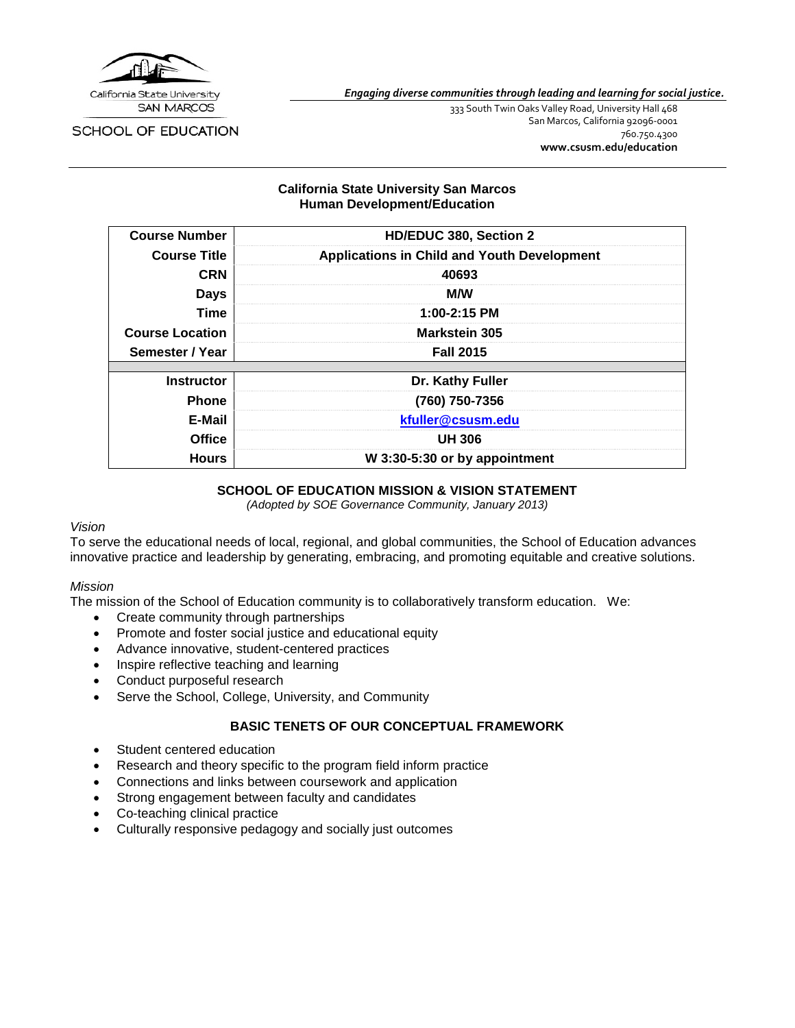California State University SAN MARCOS

SCHOOL OF EDUCATION

*Engaging diverse communities through leading and learning for social justice.*

333 South Twin Oaks Valley Road, University Hall 468
San Marcos, California 92096-0001
760.750.4300
**www.csusm.edu/education**

**California State University San Marcos**
**Human Development/Education**

| | |
|---|---|
| **Course Number** | **HD/EDUC 380, Section 2** |
| **Course Title** | **Applications in Child and Youth Development** |
| **CRN** | **40693** |
| **Days** | **M/W** |
| **Time** | **1:00-2:15 PM** |
| **Course Location** | **Markstein 305** |
| **Semester / Year** | **Fall 2015** |
| | |
| **Instructor** | **Dr. Kathy Fuller** |
| **Phone** | **(760) 750-7356** |
| **E-Mail** | **kfuller@csusm.edu** |
| **Office** | **UH 306** |
| **Hours** | **W 3:30-5:30 or by appointment** |

## SCHOOL OF EDUCATION MISSION & VISION STATEMENT

*(Adopted by SOE Governance Community, January 2013)*

*Vision*

To serve the educational needs of local, regional, and global communities, the School of Education advances innovative practice and leadership by generating, embracing, and promoting equitable and creative solutions.

*Mission*

The mission of the School of Education community is to collaboratively transform education. We:

- Create community through partnerships
- Promote and foster social justice and educational equity
- Advance innovative, student-centered practices
- Inspire reflective teaching and learning
- Conduct purposeful research
- Serve the School, College, University, and Community

## BASIC TENETS OF OUR CONCEPTUAL FRAMEWORK

- Student centered education
- Research and theory specific to the program field inform practice
- Connections and links between coursework and application
- Strong engagement between faculty and candidates
- Co-teaching clinical practice
- Culturally responsive pedagogy and socially just outcomes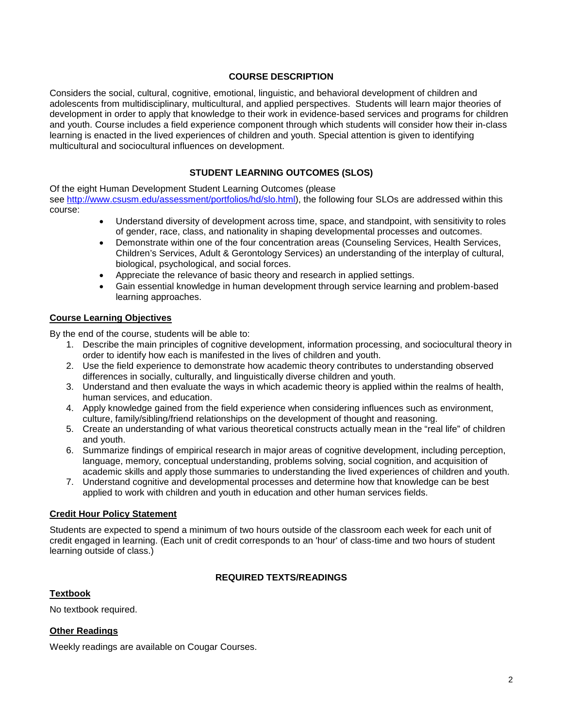## COURSE DESCRIPTION

Considers the social, cultural, cognitive, emotional, linguistic, and behavioral development of children and adolescents from multidisciplinary, multicultural, and applied perspectives. Students will learn major theories of development in order to apply that knowledge to their work in evidence-based services and programs for children and youth. Course includes a field experience component through which students will consider how their in-class learning is enacted in the lived experiences of children and youth. Special attention is given to identifying multicultural and sociocultural influences on development.

## STUDENT LEARNING OUTCOMES (SLOS)

Of the eight Human Development Student Learning Outcomes (please see [http://www.csusm.edu/assessment/portfolios/hd/slo.html](http://www.csusm.edu/assessment/portfolios/hd/slo.html)), the following four SLOs are addressed within this course:

- Understand diversity of development across time, space, and standpoint, with sensitivity to roles of gender, race, class, and nationality in shaping developmental processes and outcomes.
- Demonstrate within one of the four concentration areas (Counseling Services, Health Services, Children's Services, Adult & Gerontology Services) an understanding of the interplay of cultural, biological, psychological, and social forces.
- Appreciate the relevance of basic theory and research in applied settings.
- Gain essential knowledge in human development through service learning and problem-based learning approaches.

### Course Learning Objectives

By the end of the course, students will be able to:

1. Describe the main principles of cognitive development, information processing, and sociocultural theory in order to identify how each is manifested in the lives of children and youth.
2. Use the field experience to demonstrate how academic theory contributes to understanding observed differences in socially, culturally, and linguistically diverse children and youth.
3. Understand and then evaluate the ways in which academic theory is applied within the realms of health, human services, and education.
4. Apply knowledge gained from the field experience when considering influences such as environment, culture, family/sibling/friend relationships on the development of thought and reasoning.
5. Create an understanding of what various theoretical constructs actually mean in the "real life" of children and youth.
6. Summarize findings of empirical research in major areas of cognitive development, including perception, language, memory, conceptual understanding, problems solving, social cognition, and acquisition of academic skills and apply those summaries to understanding the lived experiences of children and youth.
7. Understand cognitive and developmental processes and determine how that knowledge can be best applied to work with children and youth in education and other human services fields.

### Credit Hour Policy Statement

Students are expected to spend a minimum of two hours outside of the classroom each week for each unit of credit engaged in learning. (Each unit of credit corresponds to an 'hour' of class-time and two hours of student learning outside of class.)

## REQUIRED TEXTS/READINGS

### Textbook

No textbook required.

### Other Readings

Weekly readings are available on Cougar Courses.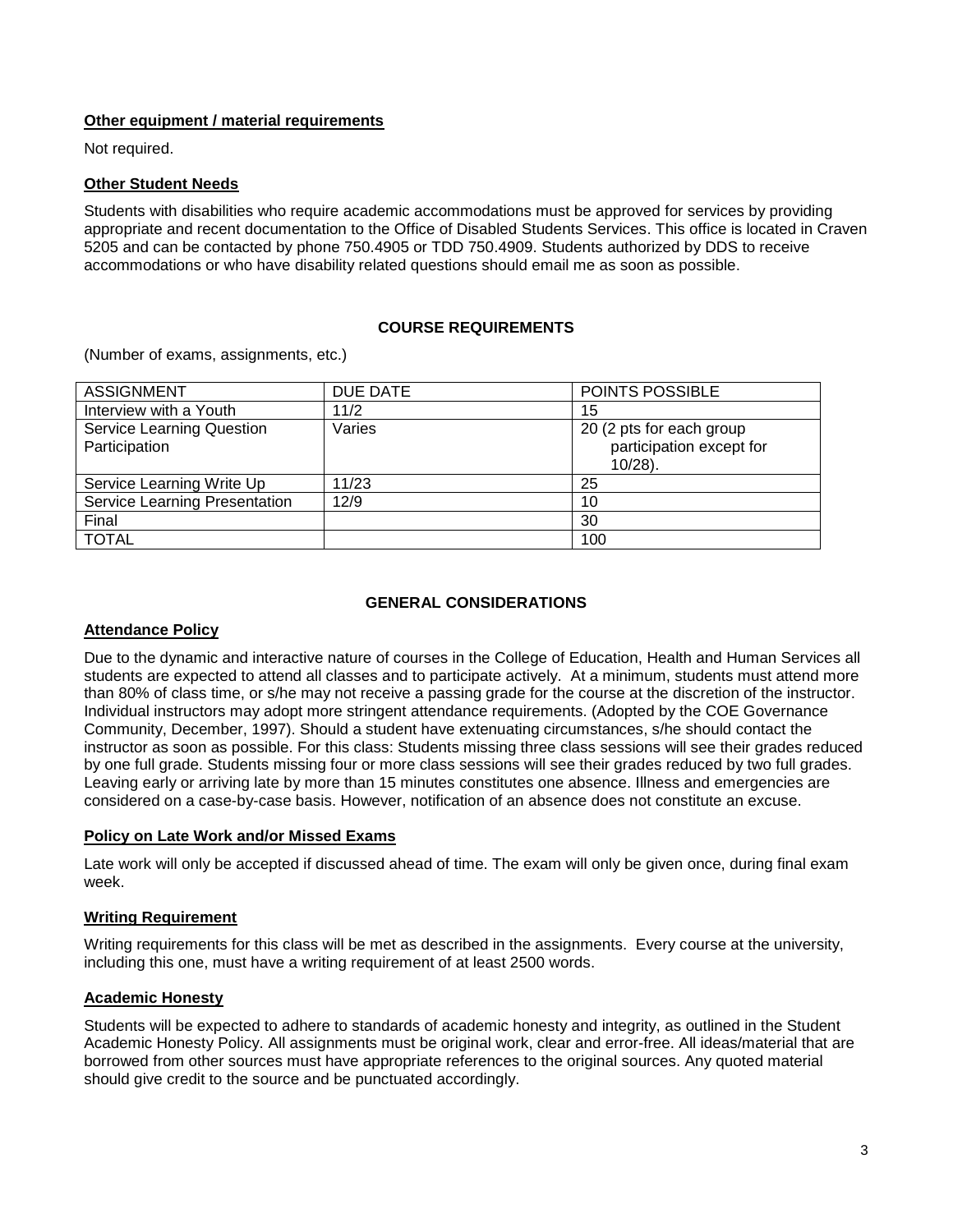## Other equipment / material requirements

Not required.

## Other Student Needs

Students with disabilities who require academic accommodations must be approved for services by providing appropriate and recent documentation to the Office of Disabled Students Services. This office is located in Craven 5205 and can be contacted by phone 750.4905 or TDD 750.4909. Students authorized by DDS to receive accommodations or who have disability related questions should email me as soon as possible.

## COURSE REQUIREMENTS

(Number of exams, assignments, etc.)

| ASSIGNMENT | DUE DATE | POINTS POSSIBLE |
| --- | --- | --- |
| Interview with a Youth | 11/2 | 15 |
| Service Learning Question Participation | Varies | 20 (2 pts for each group participation except for 10/28). |
| Service Learning Write Up | 11/23 | 25 |
| Service Learning Presentation | 12/9 | 10 |
| Final | | 30 |
| TOTAL | | 100 |

## GENERAL CONSIDERATIONS

## Attendance Policy

Due to the dynamic and interactive nature of courses in the College of Education, Health and Human Services all students are expected to attend all classes and to participate actively. At a minimum, students must attend more than 80% of class time, or s/he may not receive a passing grade for the course at the discretion of the instructor. Individual instructors may adopt more stringent attendance requirements. (Adopted by the COE Governance Community, December, 1997). Should a student have extenuating circumstances, s/he should contact the instructor as soon as possible. For this class: Students missing three class sessions will see their grades reduced by one full grade. Students missing four or more class sessions will see their grades reduced by two full grades. Leaving early or arriving late by more than 15 minutes constitutes one absence. Illness and emergencies are considered on a case-by-case basis. However, notification of an absence does not constitute an excuse.

## Policy on Late Work and/or Missed Exams

Late work will only be accepted if discussed ahead of time. The exam will only be given once, during final exam week.

## Writing Requirement

Writing requirements for this class will be met as described in the assignments. Every course at the university, including this one, must have a writing requirement of at least 2500 words.

## Academic Honesty

Students will be expected to adhere to standards of academic honesty and integrity, as outlined in the Student Academic Honesty Policy. All assignments must be original work, clear and error-free. All ideas/material that are borrowed from other sources must have appropriate references to the original sources. Any quoted material should give credit to the source and be punctuated accordingly.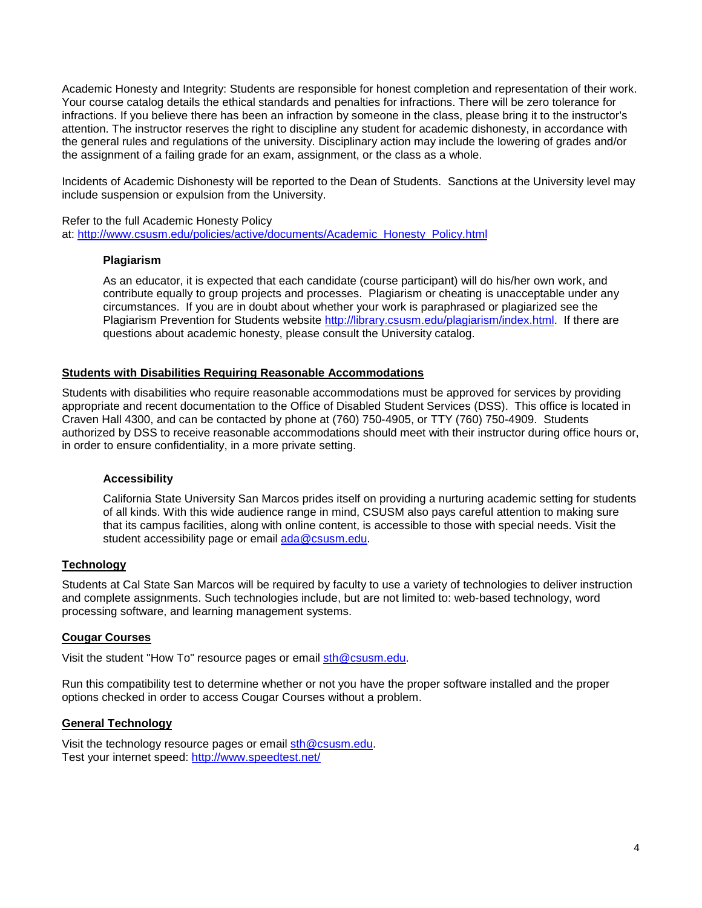Academic Honesty and Integrity: Students are responsible for honest completion and representation of their work. Your course catalog details the ethical standards and penalties for infractions. There will be zero tolerance for infractions. If you believe there has been an infraction by someone in the class, please bring it to the instructor's attention. The instructor reserves the right to discipline any student for academic dishonesty, in accordance with the general rules and regulations of the university. Disciplinary action may include the lowering of grades and/or the assignment of a failing grade for an exam, assignment, or the class as a whole.

Incidents of Academic Dishonesty will be reported to the Dean of Students. Sanctions at the University level may include suspension or expulsion from the University.

Refer to the full Academic Honesty Policy at: [http://www.csusm.edu/policies/active/documents/Academic_Honesty_Policy.html](http://www.csusm.edu/policies/active/documents/Academic_Honesty_Policy.html)

### Plagiarism

As an educator, it is expected that each candidate (course participant) will do his/her own work, and contribute equally to group projects and processes. Plagiarism or cheating is unacceptable under any circumstances. If you are in doubt about whether your work is paraphrased or plagiarized see the Plagiarism Prevention for Students website [http://library.csusm.edu/plagiarism/index.html](http://library.csusm.edu/plagiarism/index.html). If there are questions about academic honesty, please consult the University catalog.

## Students with Disabilities Requiring Reasonable Accommodations

Students with disabilities who require reasonable accommodations must be approved for services by providing appropriate and recent documentation to the Office of Disabled Student Services (DSS). This office is located in Craven Hall 4300, and can be contacted by phone at (760) 750-4905, or TTY (760) 750-4909. Students authorized by DSS to receive reasonable accommodations should meet with their instructor during office hours or, in order to ensure confidentiality, in a more private setting.

### Accessibility

California State University San Marcos prides itself on providing a nurturing academic setting for students of all kinds. With this wide audience range in mind, CSUSM also pays careful attention to making sure that its campus facilities, along with online content, is accessible to those with special needs. Visit the student accessibility page or email [ada@csusm.edu](mailto:ada@csusm.edu).

## Technology

Students at Cal State San Marcos will be required by faculty to use a variety of technologies to deliver instruction and complete assignments. Such technologies include, but are not limited to: web-based technology, word processing software, and learning management systems.

## Cougar Courses

Visit the student "How To" resource pages or email [sth@csusm.edu](mailto:sth@csusm.edu).

Run this compatibility test to determine whether or not you have the proper software installed and the proper options checked in order to access Cougar Courses without a problem.

## General Technology

Visit the technology resource pages or email [sth@csusm.edu](mailto:sth@csusm.edu).
Test your internet speed: [http://www.speedtest.net/](http://www.speedtest.net/)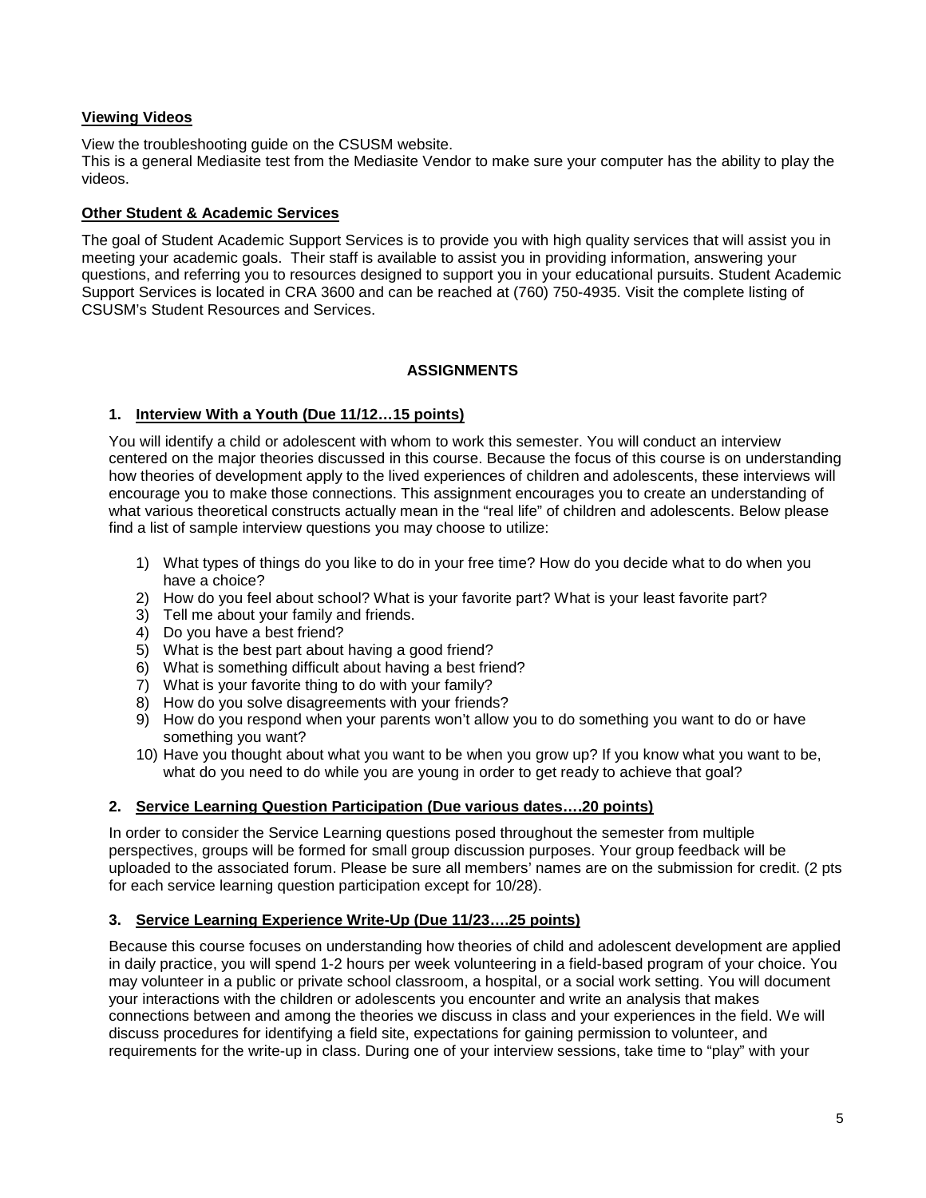**Viewing Videos**

View the troubleshooting guide on the CSUSM website.
This is a general Mediasite test from the Mediasite Vendor to make sure your computer has the ability to play the videos.

**Other Student & Academic Services**

The goal of Student Academic Support Services is to provide you with high quality services that will assist you in meeting your academic goals. Their staff is available to assist you in providing information, answering your questions, and referring you to resources designed to support you in your educational pursuits. Student Academic Support Services is located in CRA 3600 and can be reached at (760) 750-4935. Visit the complete listing of CSUSM's Student Resources and Services.

## ASSIGNMENTS

### 1. Interview With a Youth (Due 11/12…15 points)

You will identify a child or adolescent with whom to work this semester. You will conduct an interview centered on the major theories discussed in this course. Because the focus of this course is on understanding how theories of development apply to the lived experiences of children and adolescents, these interviews will encourage you to make those connections. This assignment encourages you to create an understanding of what various theoretical constructs actually mean in the "real life" of children and adolescents. Below please find a list of sample interview questions you may choose to utilize:

1) What types of things do you like to do in your free time? How do you decide what to do when you have a choice?
2) How do you feel about school? What is your favorite part? What is your least favorite part?
3) Tell me about your family and friends.
4) Do you have a best friend?
5) What is the best part about having a good friend?
6) What is something difficult about having a best friend?
7) What is your favorite thing to do with your family?
8) How do you solve disagreements with your friends?
9) How do you respond when your parents won't allow you to do something you want to do or have something you want?
10) Have you thought about what you want to be when you grow up? If you know what you want to be, what do you need to do while you are young in order to get ready to achieve that goal?

### 2. Service Learning Question Participation (Due various dates….20 points)

In order to consider the Service Learning questions posed throughout the semester from multiple perspectives, groups will be formed for small group discussion purposes. Your group feedback will be uploaded to the associated forum. Please be sure all members' names are on the submission for credit. (2 pts for each service learning question participation except for 10/28).

### 3. Service Learning Experience Write-Up (Due 11/23….25 points)

Because this course focuses on understanding how theories of child and adolescent development are applied in daily practice, you will spend 1-2 hours per week volunteering in a field-based program of your choice. You may volunteer in a public or private school classroom, a hospital, or a social work setting. You will document your interactions with the children or adolescents you encounter and write an analysis that makes connections between and among the theories we discuss in class and your experiences in the field. We will discuss procedures for identifying a field site, expectations for gaining permission to volunteer, and requirements for the write-up in class. During one of your interview sessions, take time to "play" with your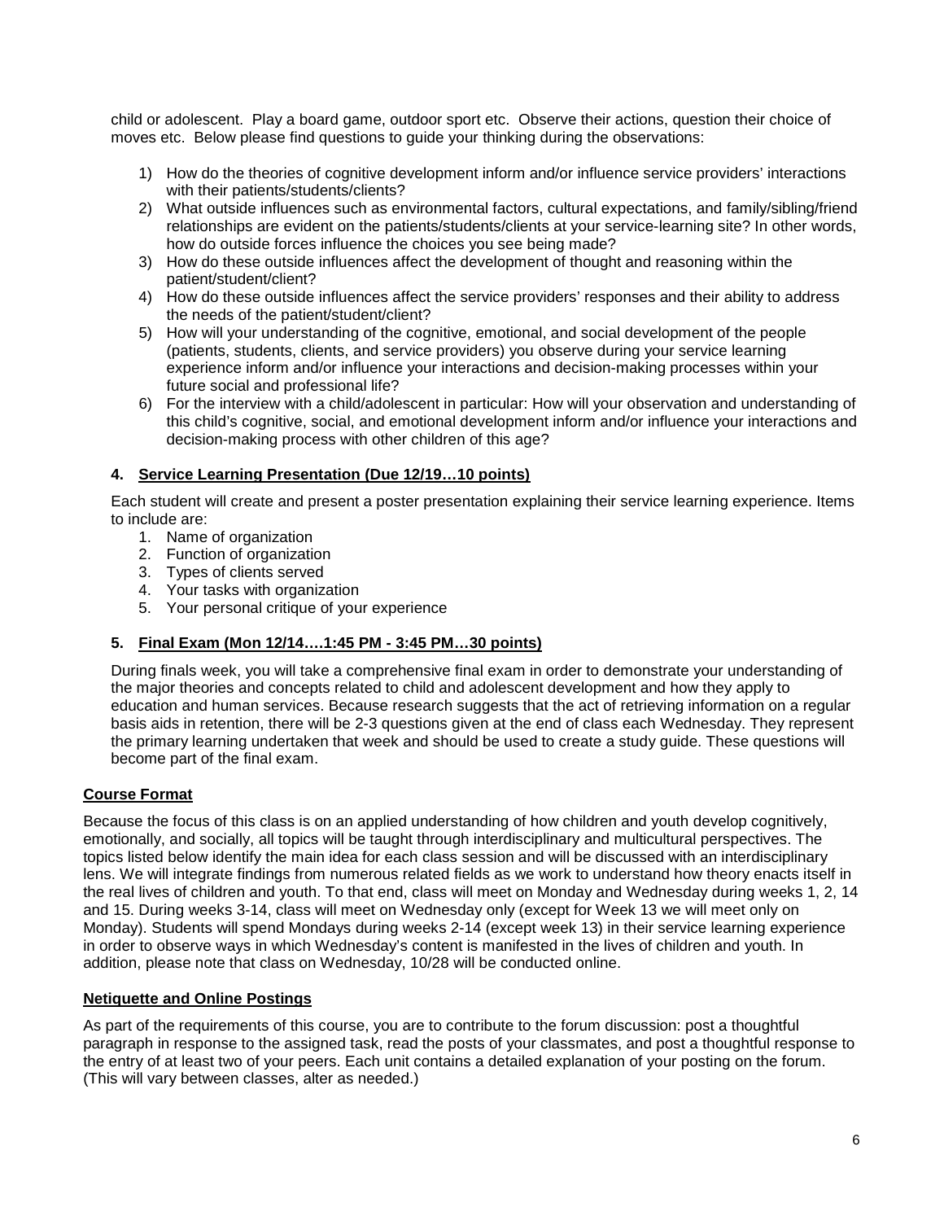child or adolescent. Play a board game, outdoor sport etc. Observe their actions, question their choice of moves etc. Below please find questions to guide your thinking during the observations:

1) How do the theories of cognitive development inform and/or influence service providers' interactions with their patients/students/clients?
2) What outside influences such as environmental factors, cultural expectations, and family/sibling/friend relationships are evident on the patients/students/clients at your service-learning site? In other words, how do outside forces influence the choices you see being made?
3) How do these outside influences affect the development of thought and reasoning within the patient/student/client?
4) How do these outside influences affect the service providers' responses and their ability to address the needs of the patient/student/client?
5) How will your understanding of the cognitive, emotional, and social development of the people (patients, students, clients, and service providers) you observe during your service learning experience inform and/or influence your interactions and decision-making processes within your future social and professional life?
6) For the interview with a child/adolescent in particular: How will your observation and understanding of this child's cognitive, social, and emotional development inform and/or influence your interactions and decision-making process with other children of this age?

**4. <u>Service Learning Presentation (Due 12/19…10 points)</u>**

Each student will create and present a poster presentation explaining their service learning experience. Items to include are:

1. Name of organization
2. Function of organization
3. Types of clients served
4. Your tasks with organization
5. Your personal critique of your experience

**5. <u>Final Exam (Mon 12/14….1:45 PM - 3:45 PM…30 points)</u>**

During finals week, you will take a comprehensive final exam in order to demonstrate your understanding of the major theories and concepts related to child and adolescent development and how they apply to education and human services. Because research suggests that the act of retrieving information on a regular basis aids in retention, there will be 2-3 questions given at the end of class each Wednesday. They represent the primary learning undertaken that week and should be used to create a study guide. These questions will become part of the final exam.

**<u>Course Format</u>**

Because the focus of this class is on an applied understanding of how children and youth develop cognitively, emotionally, and socially, all topics will be taught through interdisciplinary and multicultural perspectives. The topics listed below identify the main idea for each class session and will be discussed with an interdisciplinary lens. We will integrate findings from numerous related fields as we work to understand how theory enacts itself in the real lives of children and youth. To that end, class will meet on Monday and Wednesday during weeks 1, 2, 14 and 15. During weeks 3-14, class will meet on Wednesday only (except for Week 13 we will meet only on Monday). Students will spend Mondays during weeks 2-14 (except week 13) in their service learning experience in order to observe ways in which Wednesday's content is manifested in the lives of children and youth. In addition, please note that class on Wednesday, 10/28 will be conducted online.

**<u>Netiquette and Online Postings</u>**

As part of the requirements of this course, you are to contribute to the forum discussion: post a thoughtful paragraph in response to the assigned task, read the posts of your classmates, and post a thoughtful response to the entry of at least two of your peers. Each unit contains a detailed explanation of your posting on the forum. (This will vary between classes, alter as needed.)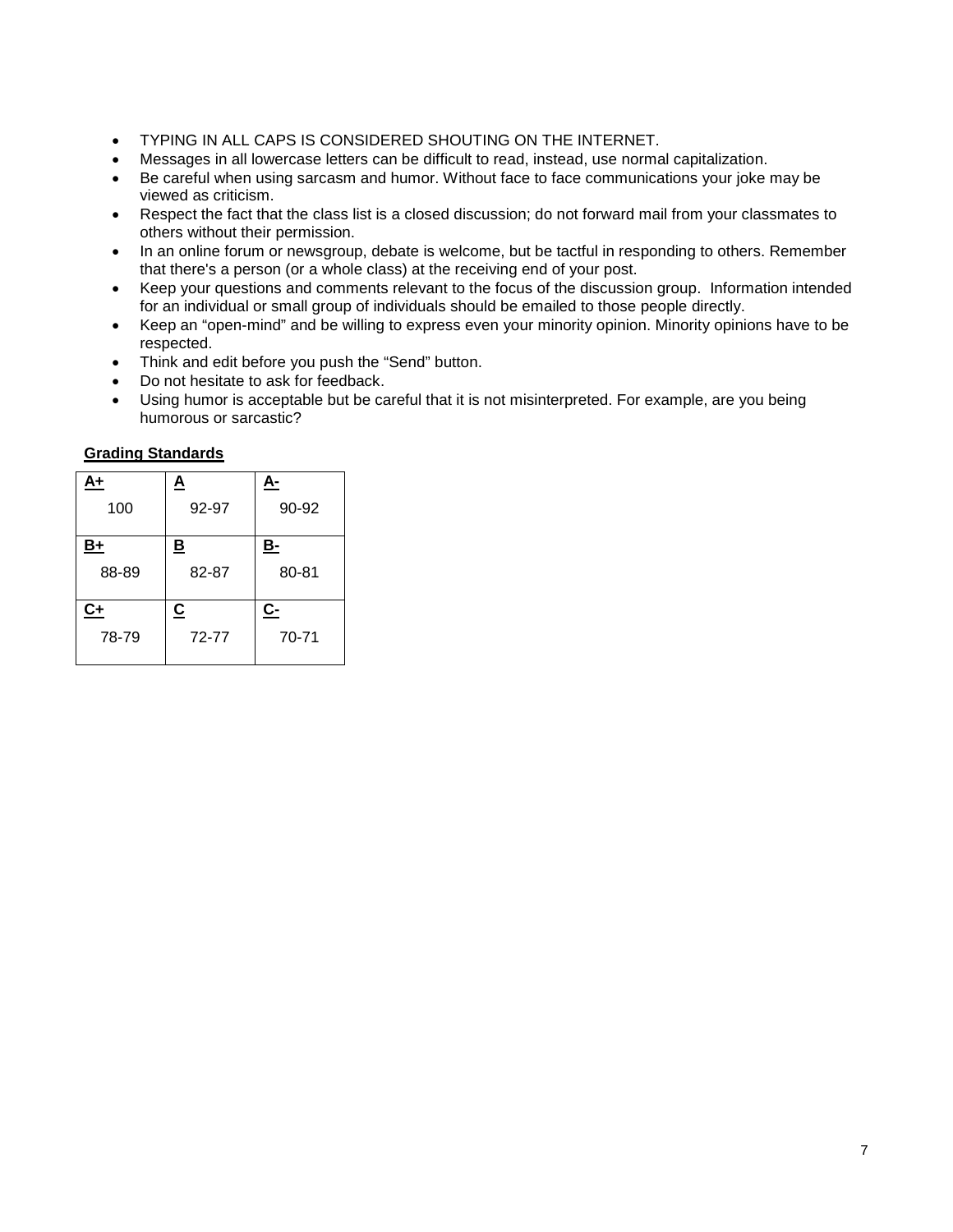- TYPING IN ALL CAPS IS CONSIDERED SHOUTING ON THE INTERNET.
- Messages in all lowercase letters can be difficult to read, instead, use normal capitalization.
- Be careful when using sarcasm and humor. Without face to face communications your joke may be viewed as criticism.
- Respect the fact that the class list is a closed discussion; do not forward mail from your classmates to others without their permission.
- In an online forum or newsgroup, debate is welcome, but be tactful in responding to others. Remember that there's a person (or a whole class) at the receiving end of your post.
- Keep your questions and comments relevant to the focus of the discussion group. Information intended for an individual or small group of individuals should be emailed to those people directly.
- Keep an "open-mind" and be willing to express even your minority opinion. Minority opinions have to be respected.
- Think and edit before you push the "Send" button.
- Do not hesitate to ask for feedback.
- Using humor is acceptable but be careful that it is not misinterpreted. For example, are you being humorous or sarcastic?

**Grading Standards**

| **A+** | **A** | **A-** |
|---|---|---|
| 100 | 92-97 | 90-92 |
| **B+** | **B** | **B-** |
| 88-89 | 82-87 | 80-81 |
| **C+** | **C** | **C-** |
| 78-79 | 72-77 | 70-71 |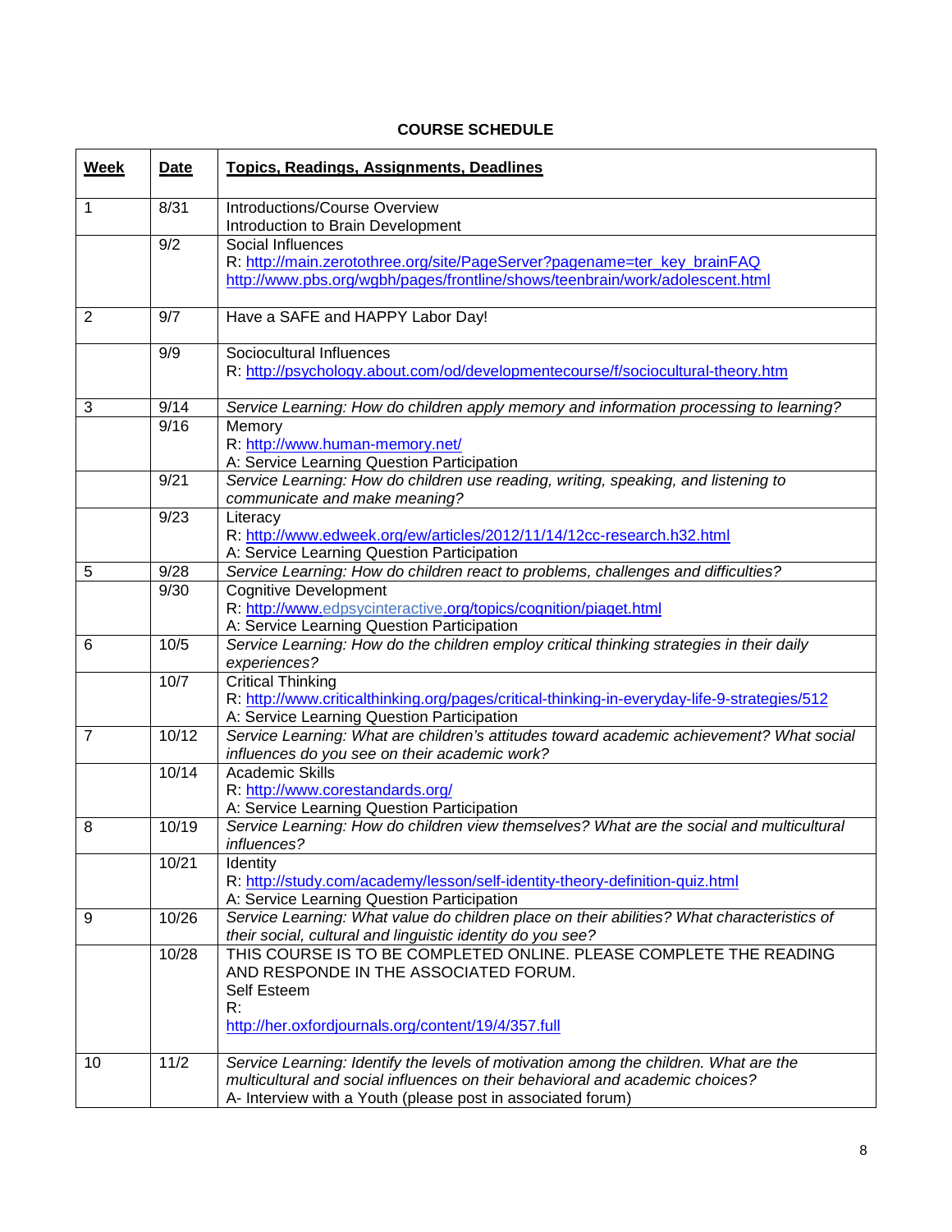**COURSE SCHEDULE**

| **Week** | **Date** | **Topics, Readings, Assignments, Deadlines** |
|---|---|---|
| 1 | 8/31 | Introductions/Course Overview<br>Introduction to Brain Development |
| | 9/2 | Social Influences<br>R: http://main.zerotothree.org/site/PageServer?pagename=ter_key_brainFAQ<br>http://www.pbs.org/wgbh/pages/frontline/shows/teenbrain/work/adolescent.html |
| 2 | 9/7 | Have a SAFE and HAPPY Labor Day! |
| | 9/9 | Sociocultural Influences<br>R: http://psychology.about.com/od/developmentecourse/f/sociocultural-theory.htm |
| 3 | 9/14 | *Service Learning: How do children apply memory and information processing to learning?* |
| | 9/16 | Memory<br>R: http://www.human-memory.net/<br>A: Service Learning Question Participation |
| | 9/21 | *Service Learning: How do children use reading, writing, speaking, and listening to communicate and make meaning?* |
| | 9/23 | Literacy<br>R: http://www.edweek.org/ew/articles/2012/11/14/12cc-research.h32.html<br>A: Service Learning Question Participation |
| 5 | 9/28 | *Service Learning: How do children react to problems, challenges and difficulties?* |
| | 9/30 | Cognitive Development<br>R: http://www.edpsycinteractive.org/topics/cognition/piaget.html<br>A: Service Learning Question Participation |
| 6 | 10/5 | *Service Learning: How do the children employ critical thinking strategies in their daily experiences?* |
| | 10/7 | Critical Thinking<br>R: http://www.criticalthinking.org/pages/critical-thinking-in-everyday-life-9-strategies/512<br>A: Service Learning Question Participation |
| 7 | 10/12 | *Service Learning: What are children's attitudes toward academic achievement? What social influences do you see on their academic work?* |
| | 10/14 | Academic Skills<br>R: http://www.corestandards.org/<br>A: Service Learning Question Participation |
| 8 | 10/19 | *Service Learning: How do children view themselves? What are the social and multicultural influences?* |
| | 10/21 | Identity<br>R: http://study.com/academy/lesson/self-identity-theory-definition-quiz.html<br>A: Service Learning Question Participation |
| 9 | 10/26 | *Service Learning: What value do children place on their abilities? What characteristics of their social, cultural and linguistic identity do you see?* |
| | 10/28 | THIS COURSE IS TO BE COMPLETED ONLINE. PLEASE COMPLETE THE READING AND RESPONDE IN THE ASSOCIATED FORUM.<br>Self Esteem<br>R:<br>http://her.oxfordjournals.org/content/19/4/357.full |
| 10 | 11/2 | *Service Learning: Identify the levels of motivation among the children. What are the multicultural and social influences on their behavioral and academic choices?*<br>A- Interview with a Youth (please post in associated forum) |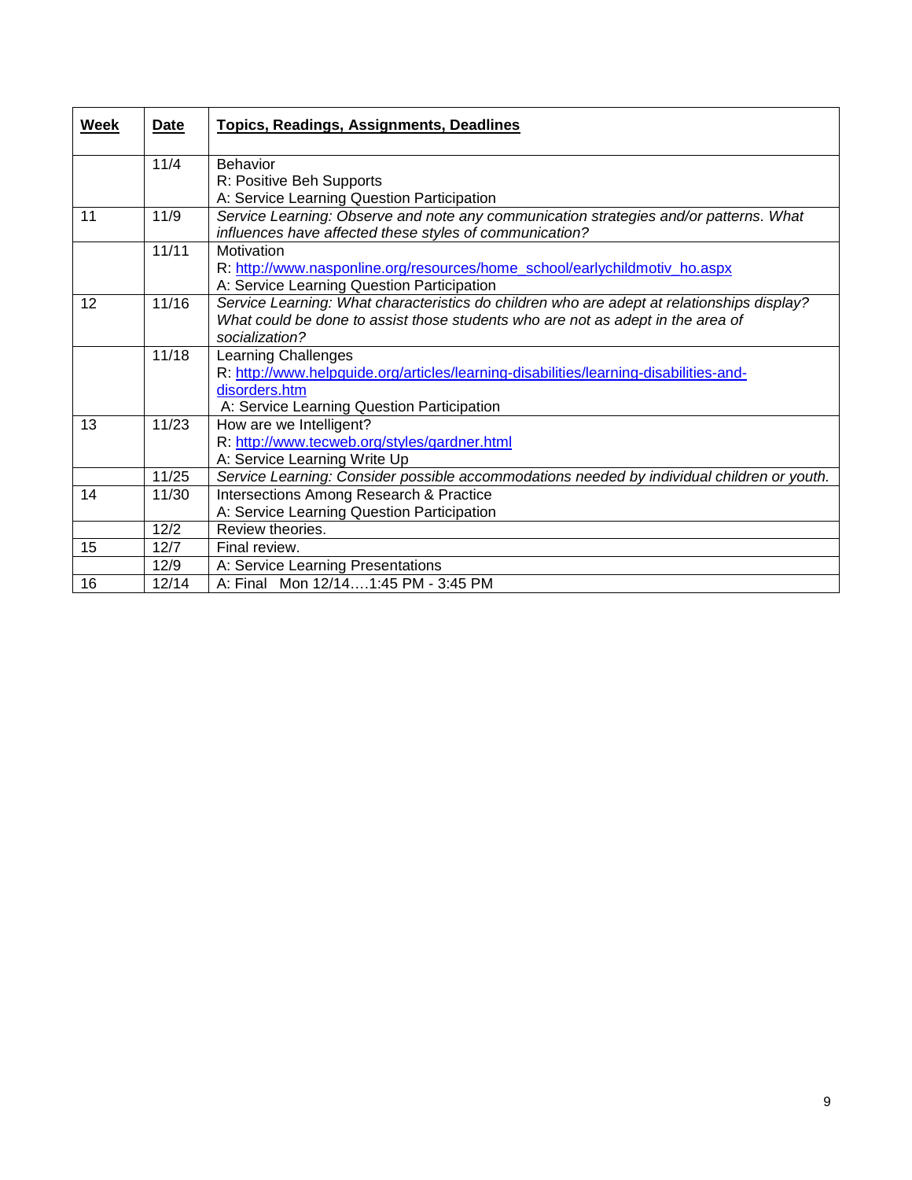| Week | Date | Topics, Readings, Assignments, Deadlines |
|---|---|---|
| | 11/4 | Behavior<br>R: Positive Beh Supports<br>A: Service Learning Question Participation |
| 11 | 11/9 | *Service Learning: Observe and note any communication strategies and/or patterns. What influences have affected these styles of communication?* |
| | 11/11 | Motivation<br>R: http://www.nasponline.org/resources/home_school/earlychildmotiv_ho.aspx<br>A: Service Learning Question Participation |
| 12 | 11/16 | *Service Learning: What characteristics do children who are adept at relationships display? What could be done to assist those students who are not as adept in the area of socialization?* |
| | 11/18 | Learning Challenges<br>R: http://www.helpguide.org/articles/learning-disabilities/learning-disabilities-and-disorders.htm<br>A: Service Learning Question Participation |
| 13 | 11/23 | How are we Intelligent?<br>R: http://www.tecweb.org/styles/gardner.html<br>A: Service Learning Write Up |
| | 11/25 | *Service Learning: Consider possible accommodations needed by individual children or youth.* |
| 14 | 11/30 | Intersections Among Research & Practice<br>A: Service Learning Question Participation |
| | 12/2 | Review theories. |
| 15 | 12/7 | Final review. |
| | 12/9 | A: Service Learning Presentations |
| 16 | 12/14 | A: Final Mon 12/14….1:45 PM - 3:45 PM |